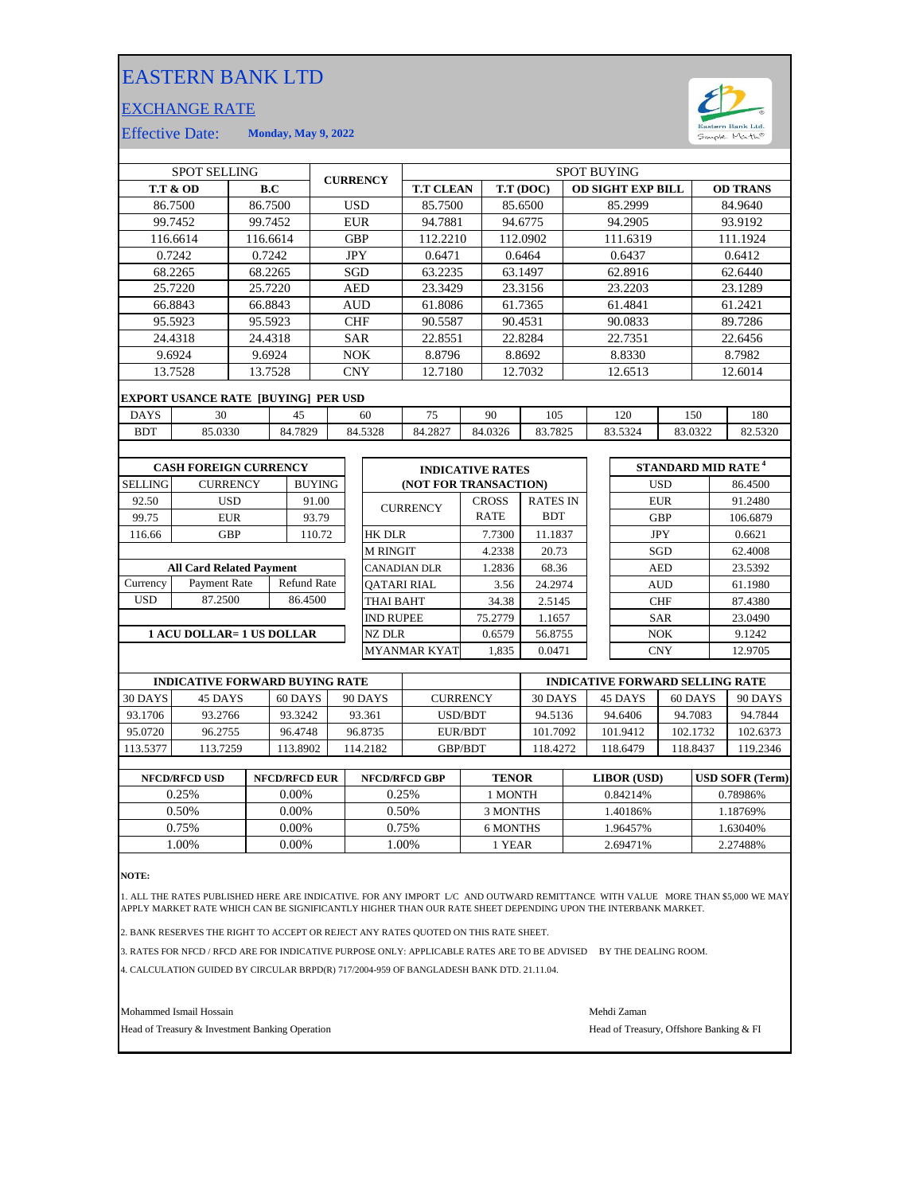# EASTERN BANK LTD

## EXCHANGE RATE

Effective Date: **Monday, May 9, 2022**

| SPOT SELLING | | CURRENCY | SPOT BUYING | | | |
|---|---|---|---|---|---|---|
| **T.T & OD** | **B.C** | | **T.T CLEAN** | **T.T (DOC)** | **OD SIGHT EXP BILL** | **OD TRANS** |
| 86.7500 | 86.7500 | USD | 85.7500 | 85.6500 | 85.2999 | 84.9640 |
| 99.7452 | 99.7452 | EUR | 94.7881 | 94.6775 | 94.2905 | 93.9192 |
| 116.6614 | 116.6614 | GBP | 112.2210 | 112.0902 | 111.6319 | 111.1924 |
| 0.7242 | 0.7242 | JPY | 0.6471 | 0.6464 | 0.6437 | 0.6412 |
| 68.2265 | 68.2265 | SGD | 63.2235 | 63.1497 | 62.8916 | 62.6440 |
| 25.7220 | 25.7220 | AED | 23.3429 | 23.3156 | 23.2203 | 23.1289 |
| 66.8843 | 66.8843 | AUD | 61.8086 | 61.7365 | 61.4841 | 61.2421 |
| 95.5923 | 95.5923 | CHF | 90.5587 | 90.4531 | 90.0833 | 89.7286 |
| 24.4318 | 24.4318 | SAR | 22.8551 | 22.8284 | 22.7351 | 22.6456 |
| 9.6924 | 9.6924 | NOK | 8.8796 | 8.8692 | 8.8330 | 8.7982 |
| 13.7528 | 13.7528 | CNY | 12.7180 | 12.7032 | 12.6513 | 12.6014 |

**EXPORT USANCE RATE [BUYING] PER USD**

| DAYS | 30 | 45 | 60 | 75 | 90 | 105 | 120 | 150 | 180 |
|---|---|---|---|---|---|---|---|---|---|
| BDT | 85.0330 | 84.7829 | 84.5328 | 84.2827 | 84.0326 | 83.7825 | 83.5324 | 83.0322 | 82.5320 |

**CASH FOREIGN CURRENCY**

| SELLING | CURRENCY | BUYING |
|---|---|---|
| 92.50 | USD | 91.00 |
| 99.75 | EUR | 93.79 |
| 116.66 | GBP | 110.72 |

**All Card Related Payment**

| Currency | Payment Rate | Refund Rate |
|---|---|---|
| USD | 87.2500 | 86.4500 |

**1 ACU DOLLAR= 1 US DOLLAR**

**INDICATIVE RATES (NOT FOR TRANSACTION)**

| CURRENCY | CROSS RATE | RATES IN BDT |
|---|---|---|
| HK DLR | 7.7300 | 11.1837 |
| M RINGIT | 4.2338 | 20.73 |
| CANADIAN DLR | 1.2836 | 68.36 |
| QATARI RIAL | 3.56 | 24.2974 |
| THAI BAHT | 34.38 | 2.5145 |
| IND RUPEE | 75.2779 | 1.1657 |
| NZ DLR | 0.6579 | 56.8755 |
| MYANMAR KYAT | 1,835 | 0.0471 |

**STANDARD MID RATE [4]**

| Currency | Rate |
|---|---|
| USD | 86.4500 |
| EUR | 91.2480 |
| GBP | 106.6879 |
| JPY | 0.6621 |
| SGD | 62.4008 |
| AED | 23.5392 |
| AUD | 61.1980 |
| CHF | 87.4380 |
| SAR | 23.0490 |
| NOK | 9.1242 |
| CNY | 12.9705 |

| INDICATIVE FORWARD BUYING RATE | | | | | INDICATIVE FORWARD SELLING RATE | | | |
|---|---|---|---|---|---|---|---|---|
| 30 DAYS | 45 DAYS | 60 DAYS | 90 DAYS | CURRENCY | 30 DAYS | 45 DAYS | 60 DAYS | 90 DAYS |
| 93.1706 | 93.2766 | 93.3242 | 93.361 | USD/BDT | 94.5136 | 94.6406 | 94.7083 | 94.7844 |
| 95.0720 | 96.2755 | 96.4748 | 96.8735 | EUR/BDT | 101.7092 | 101.9412 | 102.1732 | 102.6373 |
| 113.5377 | 113.7259 | 113.8902 | 114.2182 | GBP/BDT | 118.4272 | 118.6479 | 118.8437 | 119.2346 |

| NFCD/RFCD USD | NFCD/RFCD EUR | NFCD/RFCD GBP | TENOR | LIBOR (USD) | USD SOFR (Term) |
|---|---|---|---|---|---|
| 0.25% | 0.00% | 0.25% | 1 MONTH | 0.84214% | 0.78986% |
| 0.50% | 0.00% | 0.50% | 3 MONTHS | 1.40186% | 1.18769% |
| 0.75% | 0.00% | 0.75% | 6 MONTHS | 1.96457% | 1.63040% |
| 1.00% | 0.00% | 1.00% | 1 YEAR | 2.69471% | 2.27488% |

**NOTE:**

1. ALL THE RATES PUBLISHED HERE ARE INDICATIVE. FOR ANY IMPORT L/C AND OUTWARD REMITTANCE WITH VALUE MORE THAN $5,000 WE MAY APPLY MARKET RATE WHICH CAN BE SIGNIFICANTLY HIGHER THAN OUR RATE SHEET DEPENDING UPON THE INTERBANK MARKET.
2. BANK RESERVES THE RIGHT TO ACCEPT OR REJECT ANY RATES QUOTED ON THIS RATE SHEET.
3. RATES FOR NFCD / RFCD ARE FOR INDICATIVE PURPOSE ONLY: APPLICABLE RATES ARE TO BE ADVISED BY THE DEALING ROOM.
4. CALCULATION GUIDED BY CIRCULAR BRPD(R) 717/2004-959 OF BANGLADESH BANK DTD. 21.11.04.

Mohammed Ismail Hossain
Head of Treasury & Investment Banking Operation

Mehdi Zaman
Head of Treasury, Offshore Banking & FI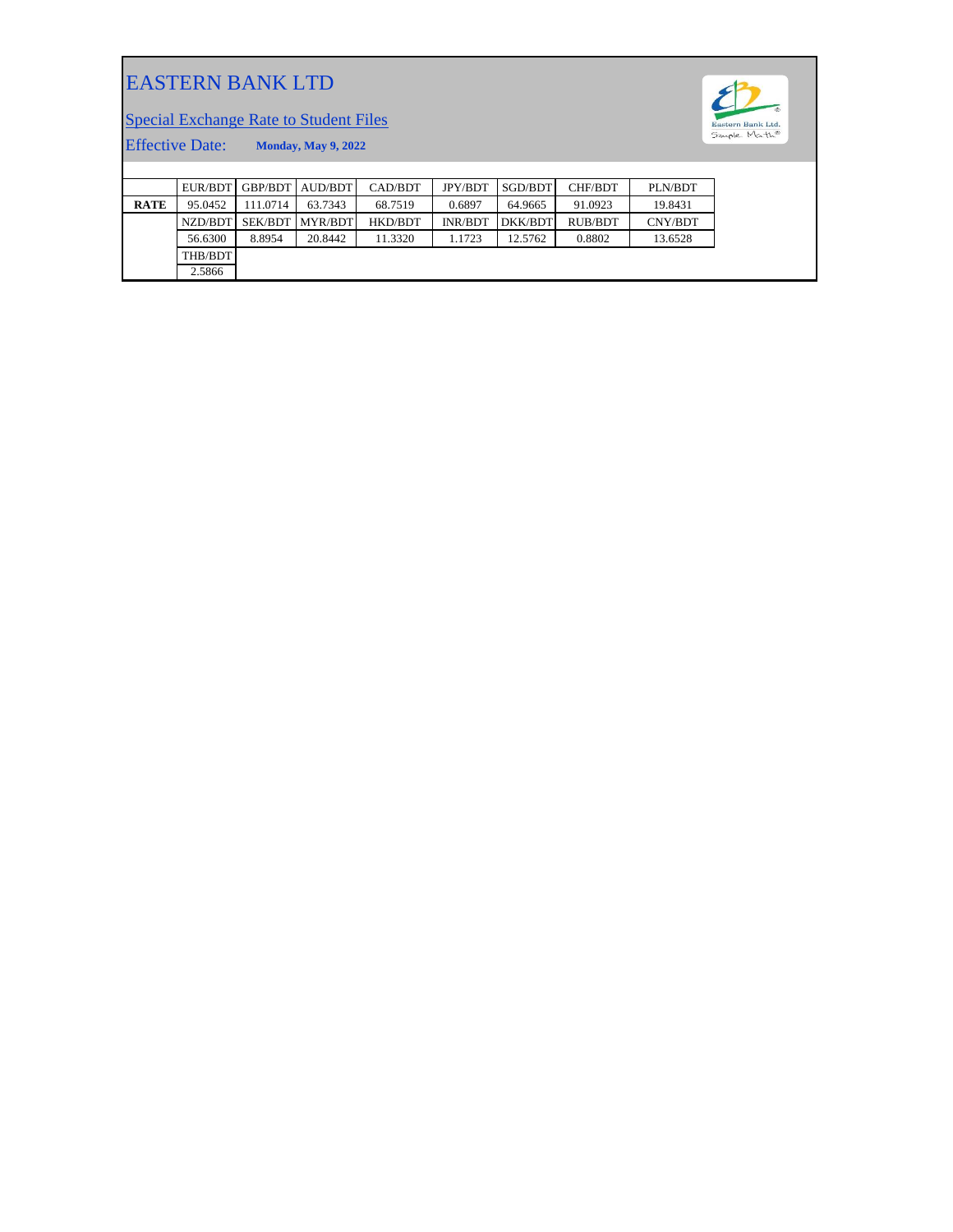# EASTERN BANK LTD

Special Exchange Rate to Student Files

Effective Date: **Monday, May 9, 2022**

| | | | | | | | | |
|---|---|---|---|---|---|---|---|---|
| | EUR/BDT | GBP/BDT | AUD/BDT | CAD/BDT | JPY/BDT | SGD/BDT | CHF/BDT | PLN/BDT |
| **RATE** | 95.0452 | 111.0714 | 63.7343 | 68.7519 | 0.6897 | 64.9665 | 91.0923 | 19.8431 |
| | NZD/BDT | SEK/BDT | MYR/BDT | HKD/BDT | INR/BDT | DKK/BDT | RUB/BDT | CNY/BDT |
| | 56.6300 | 8.8954 | 20.8442 | 11.3320 | 1.1723 | 12.5762 | 0.8802 | 13.6528 |
| | THB/BDT | | | | | | | |
| | 2.5866 | | | | | | | |